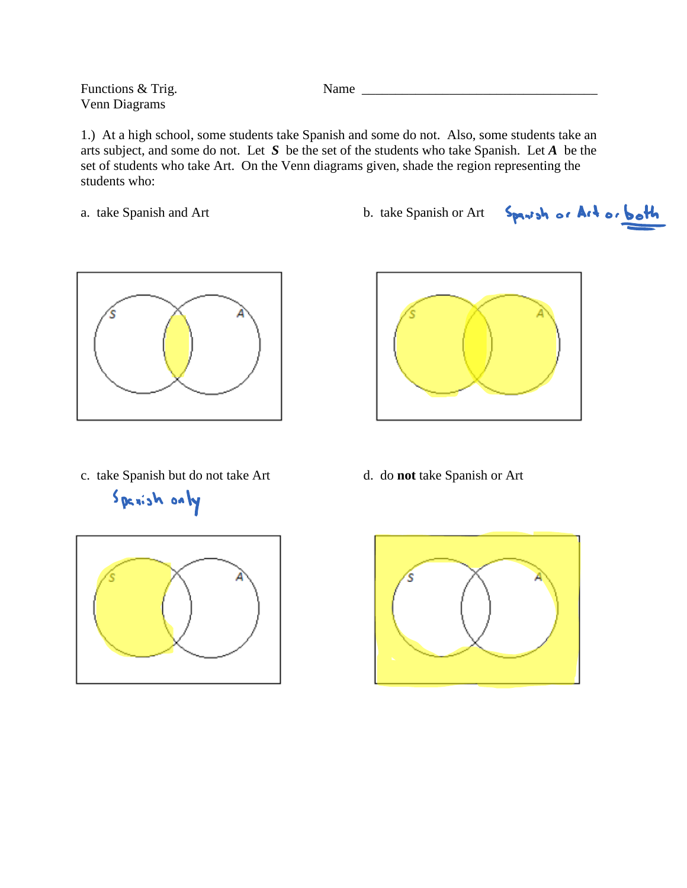Functions & Trig. Name ___________________________________

Venn Diagrams

1.) At a high school, some students take Spanish and some do not. Also, some students take an arts subject, and some do not. Let ***S*** be the set of the students who take Spanish. Let ***A*** be the set of students who take Art. On the Venn diagrams given, shade the region representing the students who:

a. take Spanish and Art

b. take Spanish or Art — Spanish or Art or both

c. take Spanish but do not take Art — Spanish only

d. do **not** take Spanish or Art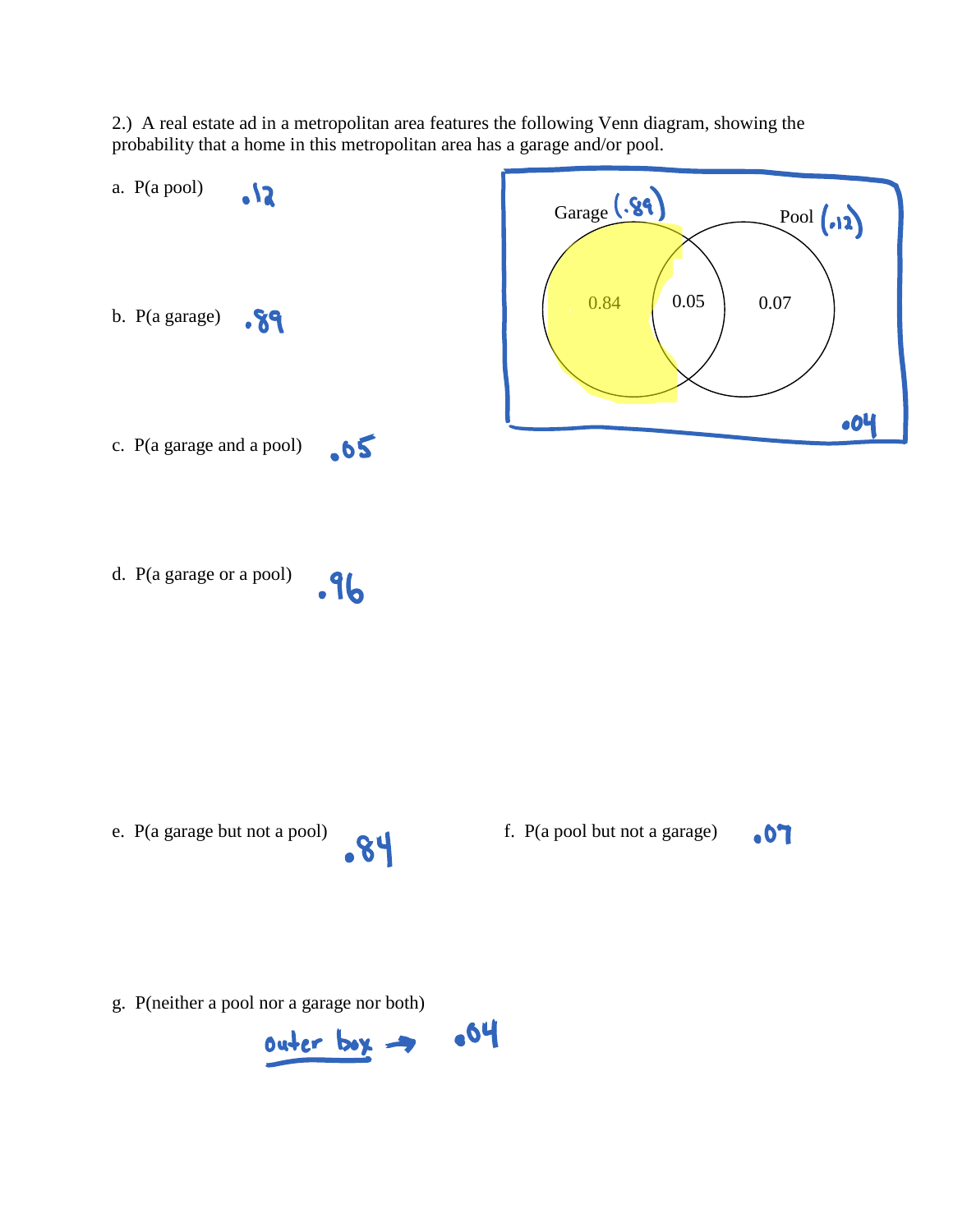2.) A real estate ad in a metropolitan area features the following Venn diagram, showing the probability that a home in this metropolitan area has a garage and/or pool.

Garage (.89) — 0.84 | 0.05 | 0.07 — Pool (.12)

.04

a. P(a pool) .12

b. P(a garage) .89

c. P(a garage and a pool) .05

d. P(a garage or a pool) .96

e. P(a garage but not a pool) .84

f. P(a pool but not a garage) .07

g. P(neither a pool nor a garage nor both)

outer box → .04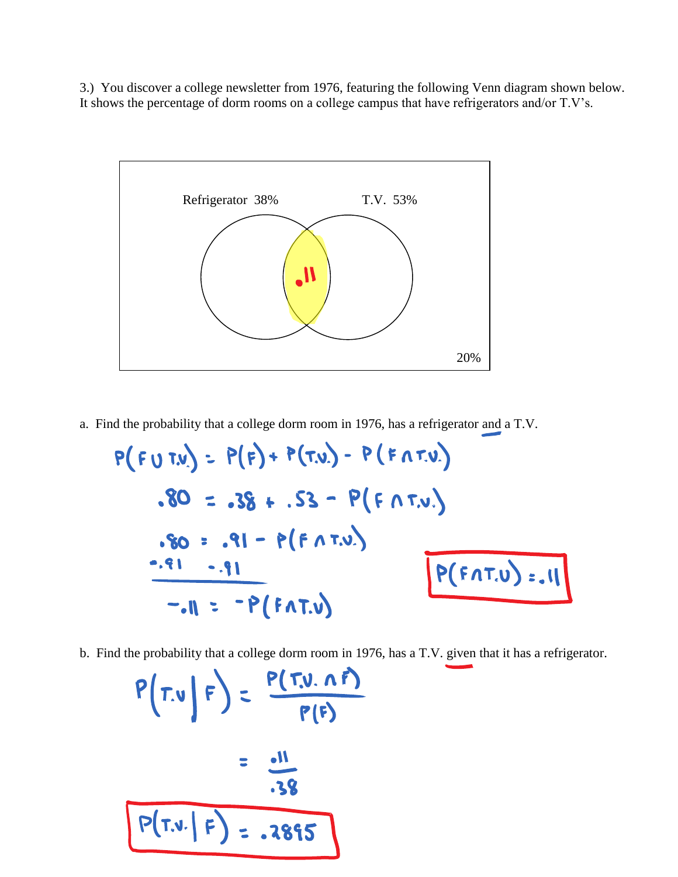3.) You discover a college newsletter from 1976, featuring the following Venn diagram shown below. It shows the percentage of dorm rooms on a college campus that have refrigerators and/or T.V's.

Refrigerator 38%

T.V. 53%

.11

20%

a. Find the probability that a college dorm room in 1976, has a refrigerator and a T.V.

$$P(F \cup T.V.) = P(F) + P(T.V.) - P(F \cap T.V.)$$

$$.80 = .38 + .53 - P(F \cap T.V.)$$

$$.80 = .91 - P(F \cap T.V.)$$

$$-.91 \quad -.91$$

$$-.11 = -P(F \cap T.V.)$$

$$P(F \cap T.V.) = .11$$

b. Find the probability that a college dorm room in 1976, has a T.V. given that it has a refrigerator.

$$P(T.V. \mid F) = \frac{P(T.V. \cap F)}{P(F)}$$

$$= \frac{.11}{.38}$$

$$P(T.V. \mid F) = .2895$$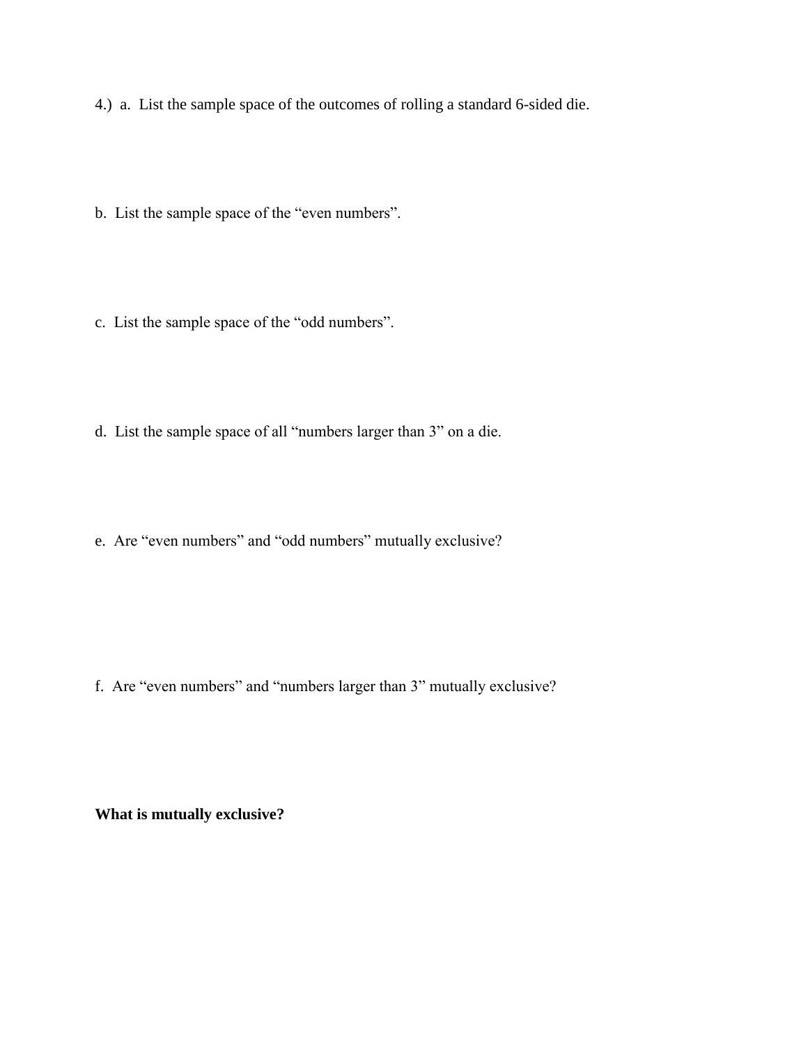4.) a. List the sample space of the outcomes of rolling a standard 6-sided die.

b. List the sample space of the "even numbers".

c. List the sample space of the "odd numbers".

d. List the sample space of all "numbers larger than 3" on a die.

e. Are "even numbers" and "odd numbers" mutually exclusive?

f. Are "even numbers" and "numbers larger than 3" mutually exclusive?

**What is mutually exclusive?**